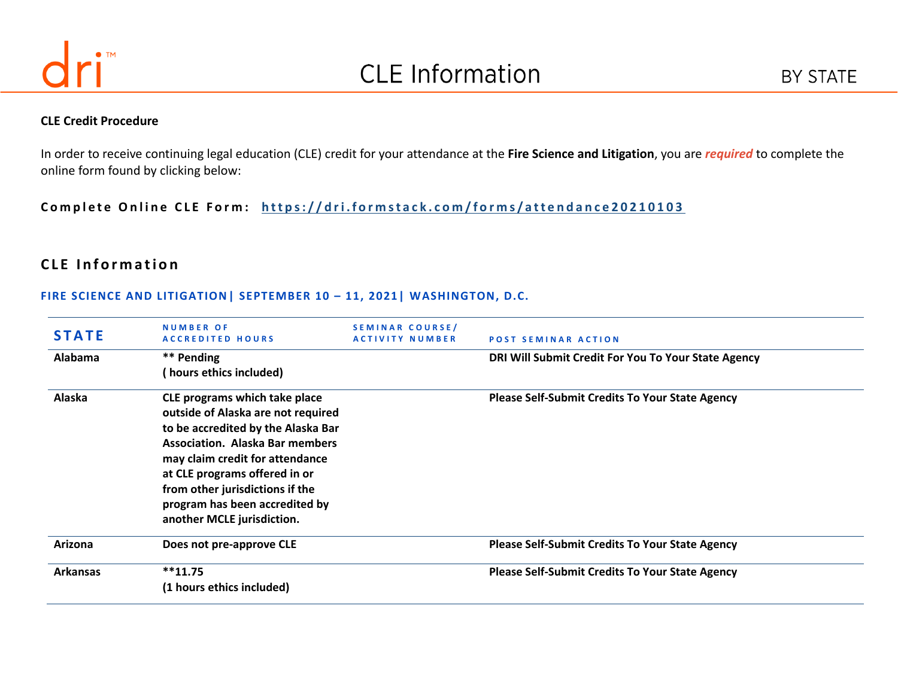# CLE Information BY STATE

**CLE Credit Procedure**

In order to receive continuing legal education (CLE) credit for your attendance at the **Fire Science and Litigation**, you are ***required*** to complete the online form found by clicking below:

**Complete Online CLE Form: https://dri.formstack.com/forms/attendance20210103**

## CLE Information

### FIRE SCIENCE AND LITIGATION| SEPTEMBER 10 – 11, 2021| WASHINGTON, D.C.

| STATE | NUMBER OF ACCREDITED HOURS | SEMINAR COURSE/ ACTIVITY NUMBER | POST SEMINAR ACTION |
|---|---|---|---|
| Alabama | ** Pending<br>( hours ethics included) | | DRI Will Submit Credit For You To Your State Agency |
| Alaska | CLE programs which take place outside of Alaska are not required to be accredited by the Alaska Bar Association. Alaska Bar members may claim credit for attendance at CLE programs offered in or from other jurisdictions if the program has been accredited by another MCLE jurisdiction. | | Please Self-Submit Credits To Your State Agency |
| Arizona | Does not pre-approve CLE | | Please Self-Submit Credits To Your State Agency |
| Arkansas | **11.75<br>(1 hours ethics included) | | Please Self-Submit Credits To Your State Agency |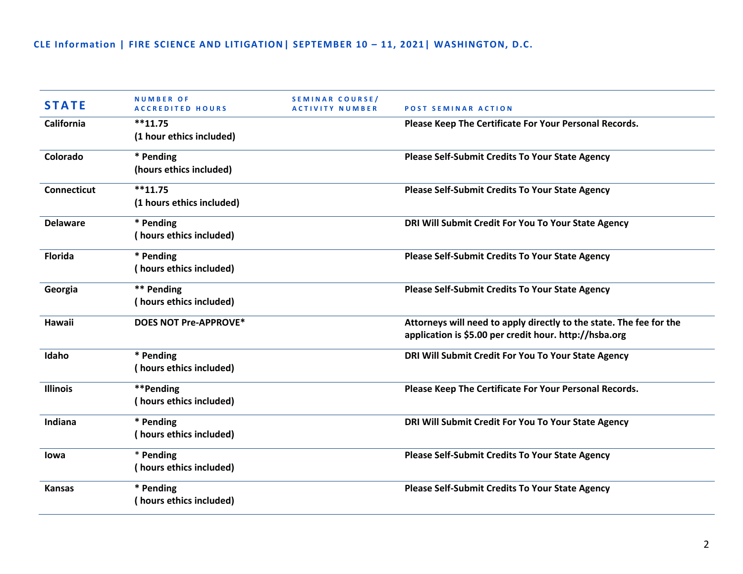**CLE Information | FIRE SCIENCE AND LITIGATION| SEPTEMBER 10 – 11, 2021| WASHINGTON, D.C.**

| STATE | NUMBER OF ACCREDITED HOURS | SEMINAR COURSE/ ACTIVITY NUMBER | POST SEMINAR ACTION |
|---|---|---|---|
| California | **11.75<br>(1 hour ethics included) | | Please Keep The Certificate For Your Personal Records. |
| Colorado | * Pending<br>(hours ethics included) | | Please Self-Submit Credits To Your State Agency |
| Connecticut | **11.75<br>(1 hours ethics included) | | Please Self-Submit Credits To Your State Agency |
| Delaware | * Pending<br>( hours ethics included) | | DRI Will Submit Credit For You To Your State Agency |
| Florida | * Pending<br>( hours ethics included) | | Please Self-Submit Credits To Your State Agency |
| Georgia | ** Pending<br>( hours ethics included) | | Please Self-Submit Credits To Your State Agency |
| Hawaii | DOES NOT Pre-APPROVE* | | Attorneys will need to apply directly to the state. The fee for the application is $5.00 per credit hour. http://hsba.org |
| Idaho | * Pending<br>( hours ethics included) | | DRI Will Submit Credit For You To Your State Agency |
| Illinois | **Pending<br>( hours ethics included) | | Please Keep The Certificate For Your Personal Records. |
| Indiana | * Pending<br>( hours ethics included) | | DRI Will Submit Credit For You To Your State Agency |
| Iowa | * Pending<br>( hours ethics included) | | Please Self-Submit Credits To Your State Agency |
| Kansas | * Pending<br>( hours ethics included) | | Please Self-Submit Credits To Your State Agency |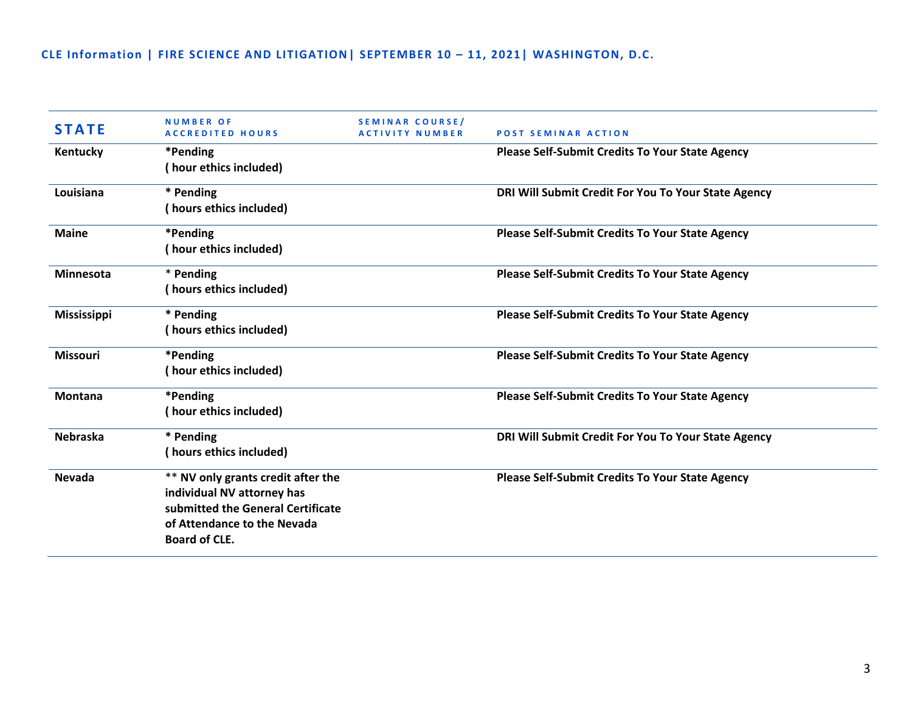CLE Information | FIRE SCIENCE AND LITIGATION| SEPTEMBER 10 – 11, 2021| WASHINGTON, D.C.

| STATE | NUMBER OF ACCREDITED HOURS | SEMINAR COURSE/ ACTIVITY NUMBER | POST SEMINAR ACTION |
|---|---|---|---|
| **Kentucky** | **\*Pending** **( hour ethics included)** | | **Please Self-Submit Credits To Your State Agency** |
| **Louisiana** | **\* Pending** **( hours ethics included)** | | **DRI Will Submit Credit For You To Your State Agency** |
| **Maine** | **\*Pending** **( hour ethics included)** | | **Please Self-Submit Credits To Your State Agency** |
| **Minnesota** | **\* Pending** **( hours ethics included)** | | **Please Self-Submit Credits To Your State Agency** |
| **Mississippi** | **\* Pending** **( hours ethics included)** | | **Please Self-Submit Credits To Your State Agency** |
| **Missouri** | **\*Pending** **( hour ethics included)** | | **Please Self-Submit Credits To Your State Agency** |
| **Montana** | **\*Pending** **( hour ethics included)** | | **Please Self-Submit Credits To Your State Agency** |
| **Nebraska** | **\* Pending** **( hours ethics included)** | | **DRI Will Submit Credit For You To Your State Agency** |
| **Nevada** | **\*\* NV only grants credit after the individual NV attorney has submitted the General Certificate of Attendance to the Nevada Board of CLE.** | | **Please Self-Submit Credits To Your State Agency** |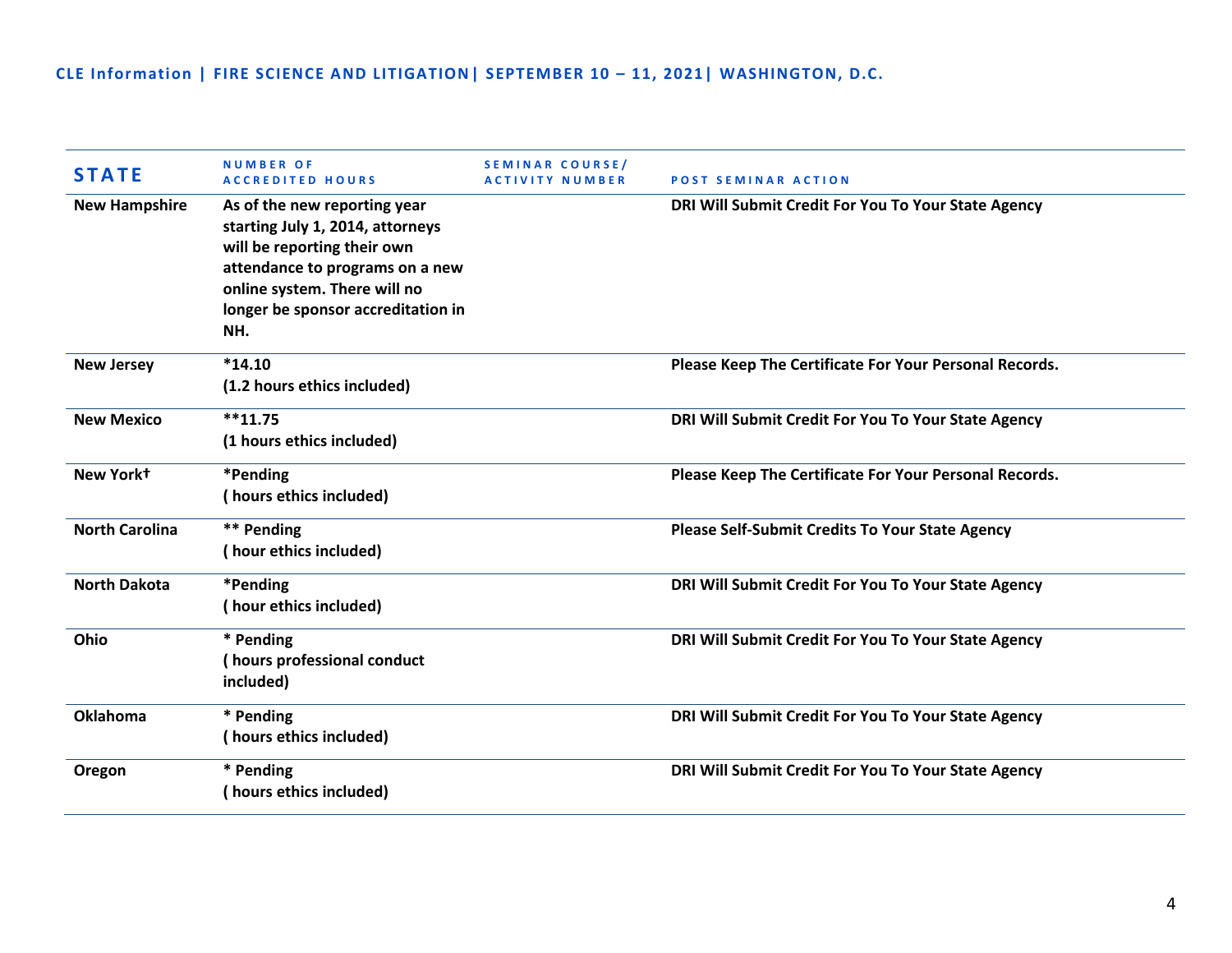CLE Information | FIRE SCIENCE AND LITIGATION| SEPTEMBER 10 – 11, 2021| WASHINGTON, D.C.

| STATE | NUMBER OF ACCREDITED HOURS | SEMINAR COURSE/ ACTIVITY NUMBER | POST SEMINAR ACTION |
|---|---|---|---|
| New Hampshire | As of the new reporting year starting July 1, 2014, attorneys will be reporting their own attendance to programs on a new online system. There will no longer be sponsor accreditation in NH. | | DRI Will Submit Credit For You To Your State Agency |
| New Jersey | *14.10 (1.2 hours ethics included) | | Please Keep The Certificate For Your Personal Records. |
| New Mexico | **11.75 (1 hours ethics included) | | DRI Will Submit Credit For You To Your State Agency |
| New York† | *Pending ( hours ethics included) | | Please Keep The Certificate For Your Personal Records. |
| North Carolina | ** Pending ( hour ethics included) | | Please Self-Submit Credits To Your State Agency |
| North Dakota | *Pending ( hour ethics included) | | DRI Will Submit Credit For You To Your State Agency |
| Ohio | * Pending ( hours professional conduct included) | | DRI Will Submit Credit For You To Your State Agency |
| Oklahoma | * Pending ( hours ethics included) | | DRI Will Submit Credit For You To Your State Agency |
| Oregon | * Pending ( hours ethics included) | | DRI Will Submit Credit For You To Your State Agency |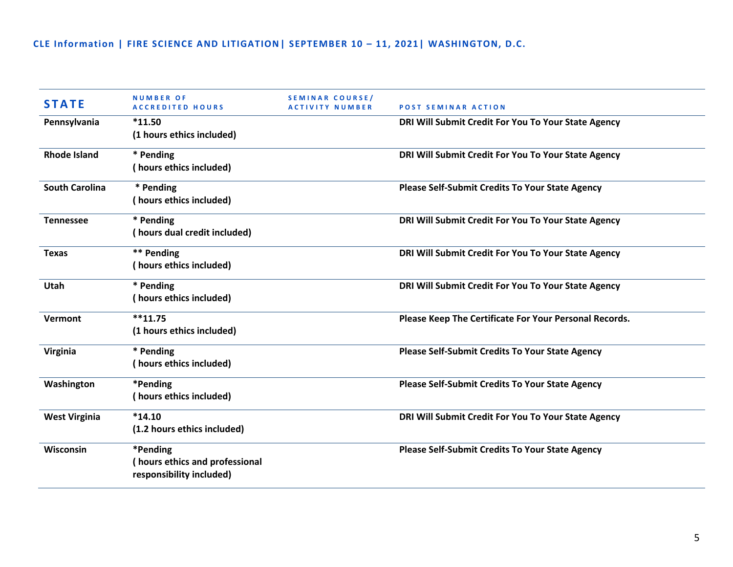CLE Information | FIRE SCIENCE AND LITIGATION| SEPTEMBER 10 – 11, 2021| WASHINGTON, D.C.

| STATE | NUMBER OF ACCREDITED HOURS | SEMINAR COURSE/ ACTIVITY NUMBER | POST SEMINAR ACTION |
|---|---|---|---|
| Pennsylvania | *11.50 (1 hours ethics included) | | DRI Will Submit Credit For You To Your State Agency |
| Rhode Island | * Pending ( hours ethics included) | | DRI Will Submit Credit For You To Your State Agency |
| South Carolina | * Pending ( hours ethics included) | | Please Self-Submit Credits To Your State Agency |
| Tennessee | * Pending ( hours dual credit included) | | DRI Will Submit Credit For You To Your State Agency |
| Texas | ** Pending ( hours ethics included) | | DRI Will Submit Credit For You To Your State Agency |
| Utah | * Pending ( hours ethics included) | | DRI Will Submit Credit For You To Your State Agency |
| Vermont | **11.75 (1 hours ethics included) | | Please Keep The Certificate For Your Personal Records. |
| Virginia | * Pending ( hours ethics included) | | Please Self-Submit Credits To Your State Agency |
| Washington | *Pending ( hours ethics included) | | Please Self-Submit Credits To Your State Agency |
| West Virginia | *14.10 (1.2 hours ethics included) | | DRI Will Submit Credit For You To Your State Agency |
| Wisconsin | *Pending ( hours ethics and professional responsibility included) | | Please Self-Submit Credits To Your State Agency |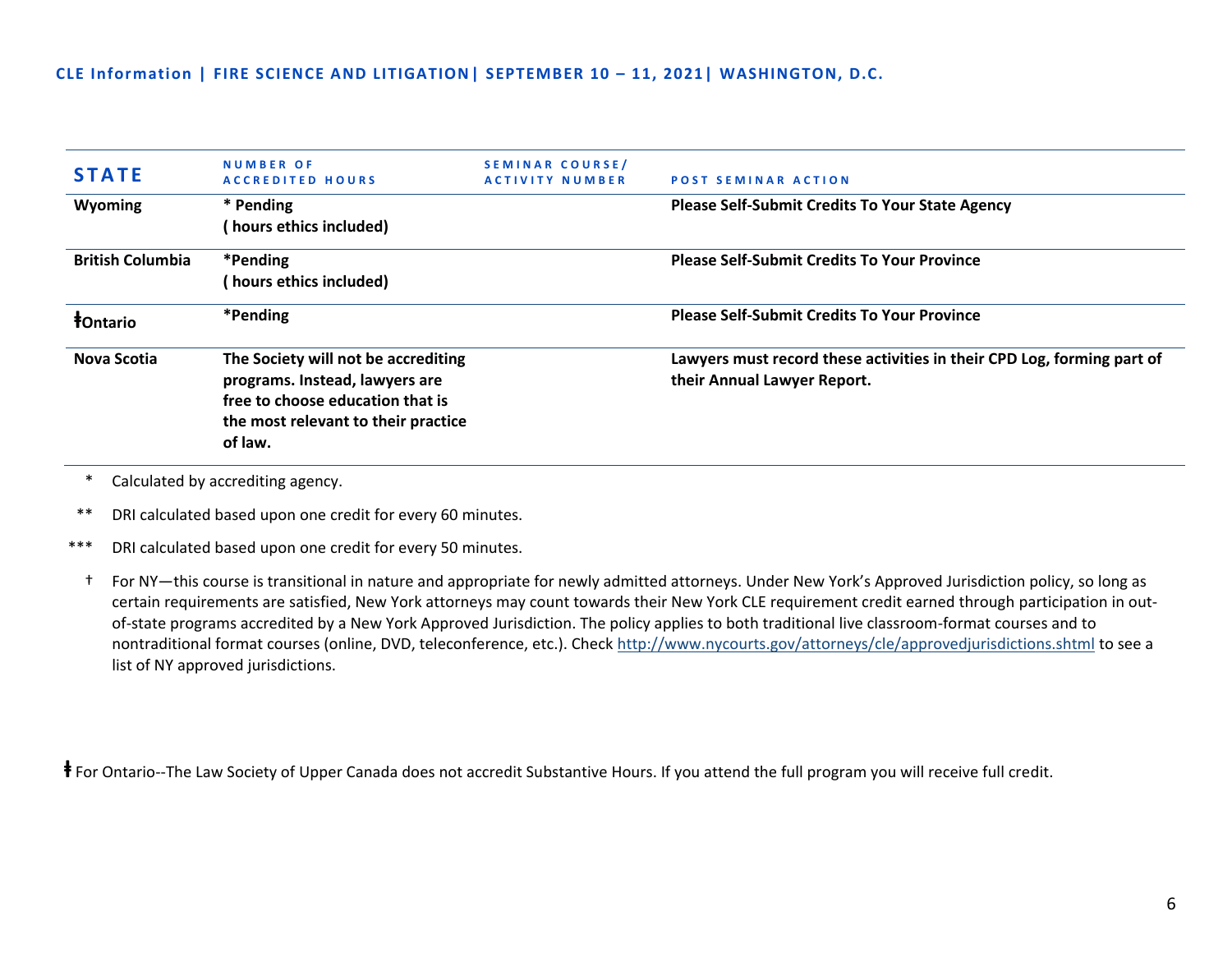CLE Information | FIRE SCIENCE AND LITIGATION| SEPTEMBER 10 – 11, 2021| WASHINGTON, D.C.

| STATE | NUMBER OF ACCREDITED HOURS | SEMINAR COURSE/ ACTIVITY NUMBER | POST SEMINAR ACTION |
|---|---|---|---|
| **Wyoming** | **\* Pending ( hours ethics included)** | | **Please Self-Submit Credits To Your State Agency** |
| **British Columbia** | **\*Pending ( hours ethics included)** | | **Please Self-Submit Credits To Your Province** |
| **ǂOntario** | **\*Pending** | | **Please Self-Submit Credits To Your Province** |
| **Nova Scotia** | **The Society will not be accrediting programs. Instead, lawyers are free to choose education that is the most relevant to their practice of law.** | | **Lawyers must record these activities in their CPD Log, forming part of their Annual Lawyer Report.** |

\* Calculated by accrediting agency.

\*\* DRI calculated based upon one credit for every 60 minutes.

\*\*\* DRI calculated based upon one credit for every 50 minutes.

† For NY—this course is transitional in nature and appropriate for newly admitted attorneys. Under New York's Approved Jurisdiction policy, so long as certain requirements are satisfied, New York attorneys may count towards their New York CLE requirement credit earned through participation in out-of-state programs accredited by a New York Approved Jurisdiction. The policy applies to both traditional live classroom-format courses and to nontraditional format courses (online, DVD, teleconference, etc.). Check http://www.nycourts.gov/attorneys/cle/approvedjurisdictions.shtml to see a list of NY approved jurisdictions.

ǂ For Ontario--The Law Society of Upper Canada does not accredit Substantive Hours. If you attend the full program you will receive full credit.